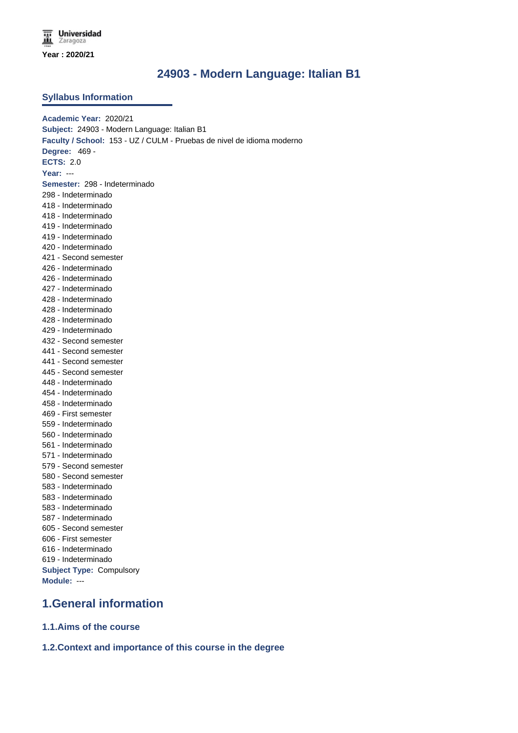Year : 2020/21

# 24903 - Modern Language: Italian B1

## Syllabus Information

**Academic Year:** 2020/21
**Subject:** 24903 - Modern Language: Italian B1
**Faculty / School:** 153 - UZ / CULM - Pruebas de nivel de idioma moderno
**Degree:** 469 -
**ECTS:** 2.0
**Year:** ---
**Semester:** 298 - Indeterminado
298 - Indeterminado
418 - Indeterminado
418 - Indeterminado
419 - Indeterminado
419 - Indeterminado
420 - Indeterminado
421 - Second semester
426 - Indeterminado
426 - Indeterminado
427 - Indeterminado
428 - Indeterminado
428 - Indeterminado
428 - Indeterminado
429 - Indeterminado
432 - Second semester
441 - Second semester
441 - Second semester
445 - Second semester
448 - Indeterminado
454 - Indeterminado
458 - Indeterminado
469 - First semester
559 - Indeterminado
560 - Indeterminado
561 - Indeterminado
571 - Indeterminado
579 - Second semester
580 - Second semester
583 - Indeterminado
583 - Indeterminado
583 - Indeterminado
587 - Indeterminado
605 - Second semester
606 - First semester
616 - Indeterminado
619 - Indeterminado
**Subject Type:** Compulsory
**Module:** ---

# 1.General information

### 1.1.Aims of the course

### 1.2.Context and importance of this course in the degree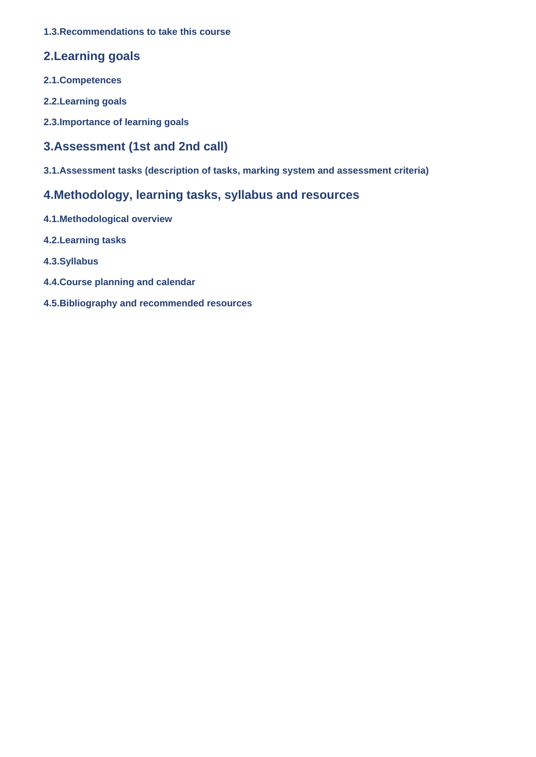### 1.3.Recommendations to take this course

## 2.Learning goals

### 2.1.Competences

### 2.2.Learning goals

### 2.3.Importance of learning goals

## 3.Assessment (1st and 2nd call)

### 3.1.Assessment tasks (description of tasks, marking system and assessment criteria)

## 4.Methodology, learning tasks, syllabus and resources

### 4.1.Methodological overview

### 4.2.Learning tasks

### 4.3.Syllabus

### 4.4.Course planning and calendar

### 4.5.Bibliography and recommended resources